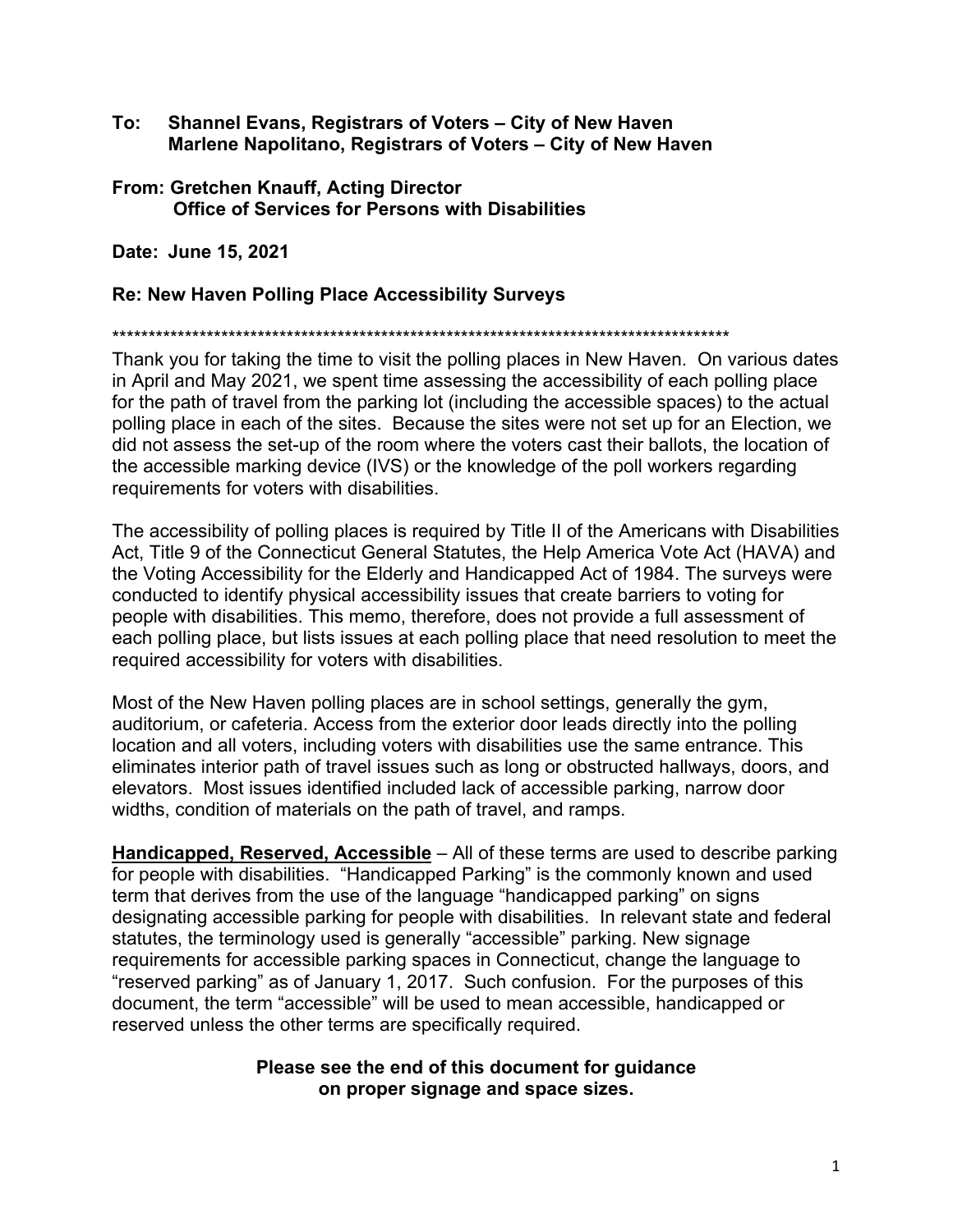**To: Shannel Evans, Registrars of Voters – City of New Haven**
**Marlene Napolitano, Registrars of Voters – City of New Haven**

**From: Gretchen Knauff, Acting Director**
**Office of Services for Persons with Disabilities**

**Date: June 15, 2021**

**Re: New Haven Polling Place Accessibility Surveys**

*****************************************************************************************

Thank you for taking the time to visit the polling places in New Haven. On various dates in April and May 2021, we spent time assessing the accessibility of each polling place for the path of travel from the parking lot (including the accessible spaces) to the actual polling place in each of the sites. Because the sites were not set up for an Election, we did not assess the set-up of the room where the voters cast their ballots, the location of the accessible marking device (IVS) or the knowledge of the poll workers regarding requirements for voters with disabilities.

The accessibility of polling places is required by Title II of the Americans with Disabilities Act, Title 9 of the Connecticut General Statutes, the Help America Vote Act (HAVA) and the Voting Accessibility for the Elderly and Handicapped Act of 1984. The surveys were conducted to identify physical accessibility issues that create barriers to voting for people with disabilities. This memo, therefore, does not provide a full assessment of each polling place, but lists issues at each polling place that need resolution to meet the required accessibility for voters with disabilities.

Most of the New Haven polling places are in school settings, generally the gym, auditorium, or cafeteria. Access from the exterior door leads directly into the polling location and all voters, including voters with disabilities use the same entrance. This eliminates interior path of travel issues such as long or obstructed hallways, doors, and elevators. Most issues identified included lack of accessible parking, narrow door widths, condition of materials on the path of travel, and ramps.

**Handicapped, Reserved, Accessible** – All of these terms are used to describe parking for people with disabilities. "Handicapped Parking" is the commonly known and used term that derives from the use of the language "handicapped parking" on signs designating accessible parking for people with disabilities. In relevant state and federal statutes, the terminology used is generally "accessible" parking. New signage requirements for accessible parking spaces in Connecticut, change the language to "reserved parking" as of January 1, 2017. Such confusion. For the purposes of this document, the term "accessible" will be used to mean accessible, handicapped or reserved unless the other terms are specifically required.

**Please see the end of this document for guidance on proper signage and space sizes.**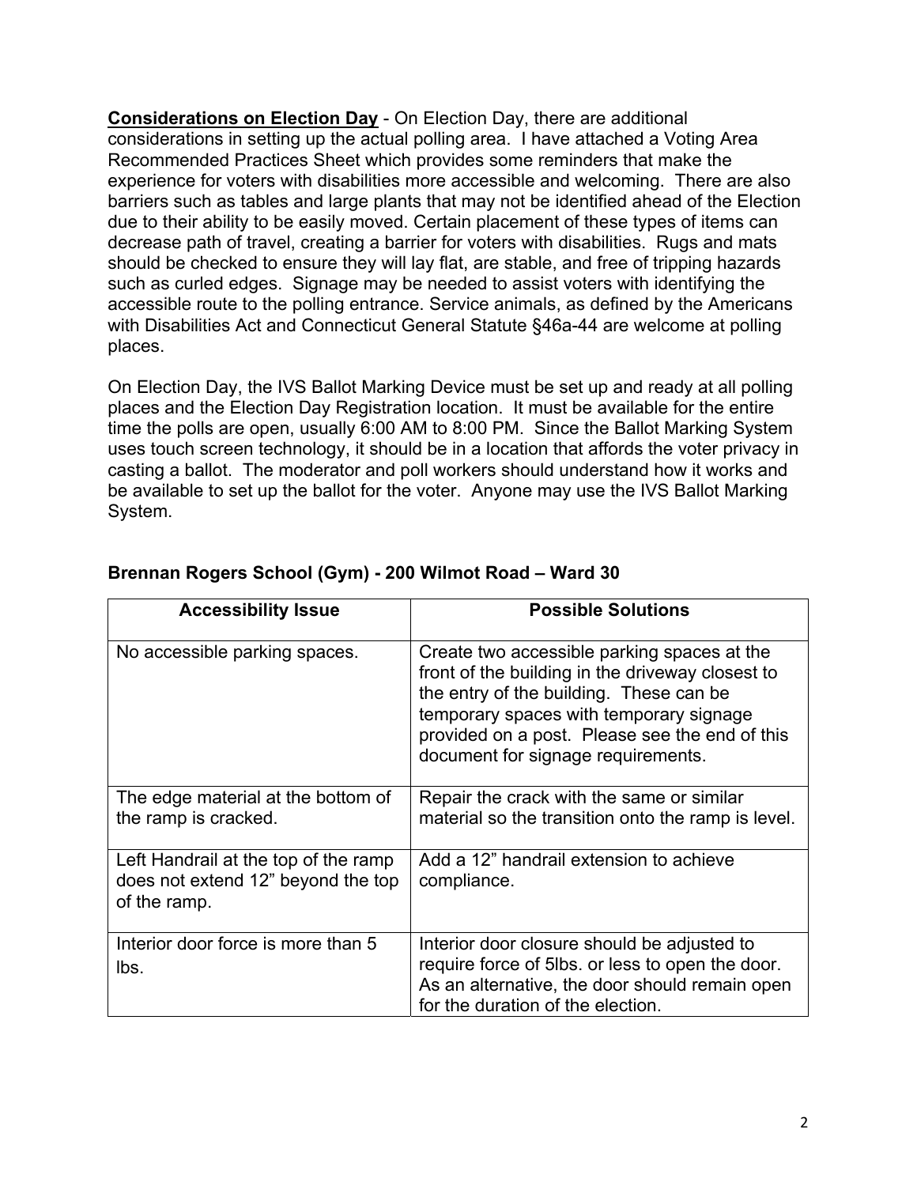**<u>Considerations on Election Day</u>** - On Election Day, there are additional considerations in setting up the actual polling area. I have attached a Voting Area Recommended Practices Sheet which provides some reminders that make the experience for voters with disabilities more accessible and welcoming. There are also barriers such as tables and large plants that may not be identified ahead of the Election due to their ability to be easily moved. Certain placement of these types of items can decrease path of travel, creating a barrier for voters with disabilities. Rugs and mats should be checked to ensure they will lay flat, are stable, and free of tripping hazards such as curled edges. Signage may be needed to assist voters with identifying the accessible route to the polling entrance. Service animals, as defined by the Americans with Disabilities Act and Connecticut General Statute §46a-44 are welcome at polling places.

On Election Day, the IVS Ballot Marking Device must be set up and ready at all polling places and the Election Day Registration location. It must be available for the entire time the polls are open, usually 6:00 AM to 8:00 PM. Since the Ballot Marking System uses touch screen technology, it should be in a location that affords the voter privacy in casting a ballot. The moderator and poll workers should understand how it works and be available to set up the ballot for the voter. Anyone may use the IVS Ballot Marking System.

**Brennan Rogers School (Gym) - 200 Wilmot Road – Ward 30**

| Accessibility Issue | Possible Solutions |
|---|---|
| No accessible parking spaces. | Create two accessible parking spaces at the front of the building in the driveway closest to the entry of the building. These can be temporary spaces with temporary signage provided on a post. Please see the end of this document for signage requirements. |
| The edge material at the bottom of the ramp is cracked. | Repair the crack with the same or similar material so the transition onto the ramp is level. |
| Left Handrail at the top of the ramp does not extend 12" beyond the top of the ramp. | Add a 12" handrail extension to achieve compliance. |
| Interior door force is more than 5 lbs. | Interior door closure should be adjusted to require force of 5lbs. or less to open the door. As an alternative, the door should remain open for the duration of the election. |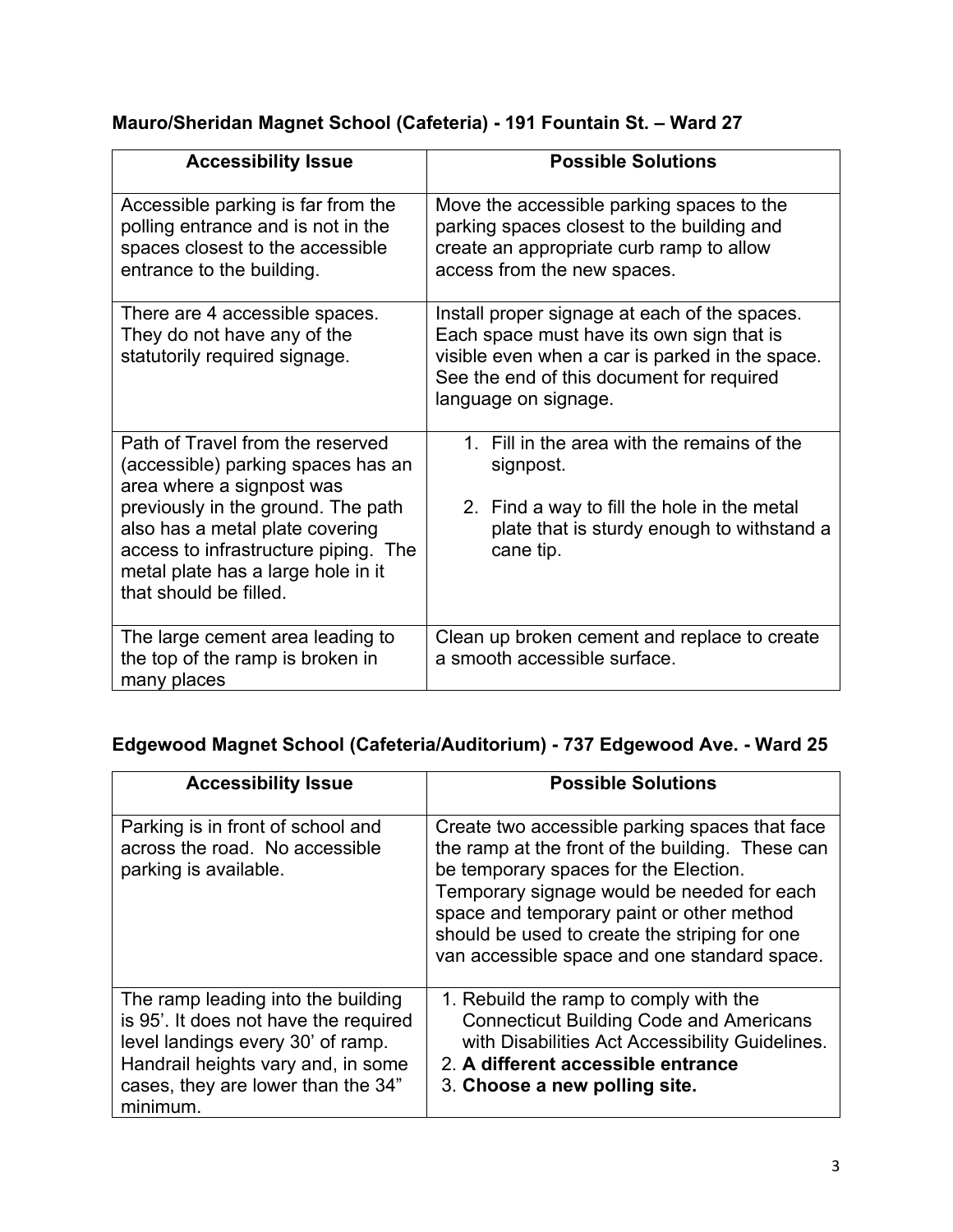**Mauro/Sheridan Magnet School (Cafeteria) - 191 Fountain St. – Ward 27**

| Accessibility Issue | Possible Solutions |
|---|---|
| Accessible parking is far from the polling entrance and is not in the spaces closest to the accessible entrance to the building. | Move the accessible parking spaces to the parking spaces closest to the building and create an appropriate curb ramp to allow access from the new spaces. |
| There are 4 accessible spaces. They do not have any of the statutorily required signage. | Install proper signage at each of the spaces. Each space must have its own sign that is visible even when a car is parked in the space. See the end of this document for required language on signage. |
| Path of Travel from the reserved (accessible) parking spaces has an area where a signpost was previously in the ground. The path also has a metal plate covering access to infrastructure piping. The metal plate has a large hole in it that should be filled. | 1. Fill in the area with the remains of the signpost.<br>2. Find a way to fill the hole in the metal plate that is sturdy enough to withstand a cane tip. |
| The large cement area leading to the top of the ramp is broken in many places | Clean up broken cement and replace to create a smooth accessible surface. |

**Edgewood Magnet School (Cafeteria/Auditorium) - 737 Edgewood Ave. - Ward 25**

| Accessibility Issue | Possible Solutions |
|---|---|
| Parking is in front of school and across the road. No accessible parking is available. | Create two accessible parking spaces that face the ramp at the front of the building. These can be temporary spaces for the Election. Temporary signage would be needed for each space and temporary paint or other method should be used to create the striping for one van accessible space and one standard space. |
| The ramp leading into the building is 95'. It does not have the required level landings every 30' of ramp. Handrail heights vary and, in some cases, they are lower than the 34" minimum. | 1. Rebuild the ramp to comply with the Connecticut Building Code and Americans with Disabilities Act Accessibility Guidelines.<br>2. **A different accessible entrance**<br>3. **Choose a new polling site.** |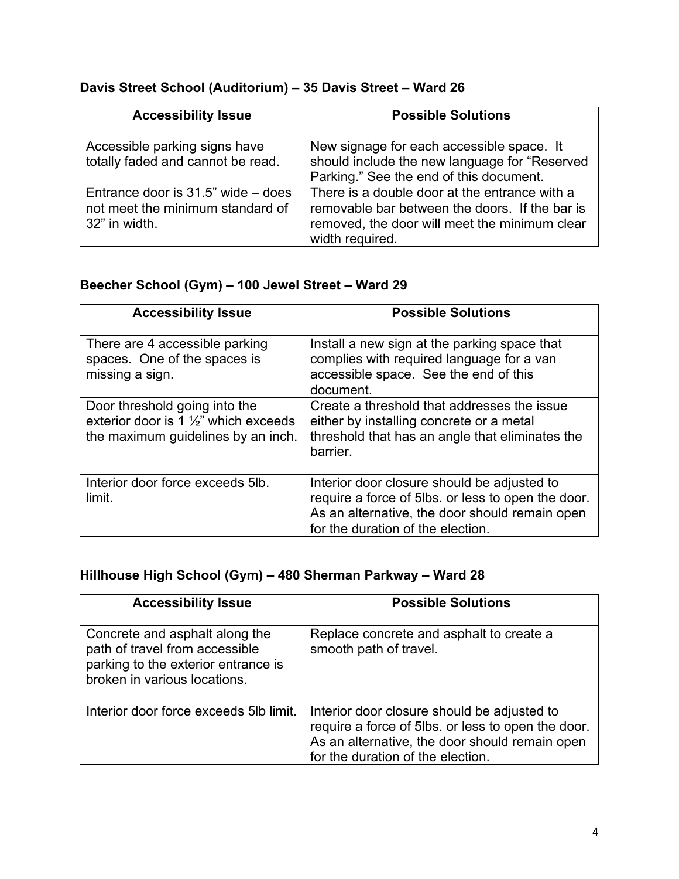**Davis Street School (Auditorium) – 35 Davis Street – Ward 26**

| Accessibility Issue | Possible Solutions |
|---|---|
| Accessible parking signs have totally faded and cannot be read. | New signage for each accessible space. It should include the new language for "Reserved Parking." See the end of this document. |
| Entrance door is 31.5" wide – does not meet the minimum standard of 32" in width. | There is a double door at the entrance with a removable bar between the doors. If the bar is removed, the door will meet the minimum clear width required. |

**Beecher School (Gym) – 100 Jewel Street – Ward 29**

| Accessibility Issue | Possible Solutions |
|---|---|
| There are 4 accessible parking spaces. One of the spaces is missing a sign. | Install a new sign at the parking space that complies with required language for a van accessible space. See the end of this document. |
| Door threshold going into the exterior door is 1 ½" which exceeds the maximum guidelines by an inch. | Create a threshold that addresses the issue either by installing concrete or a metal threshold that has an angle that eliminates the barrier. |
| Interior door force exceeds 5lb. limit. | Interior door closure should be adjusted to require a force of 5lbs. or less to open the door. As an alternative, the door should remain open for the duration of the election. |

**Hillhouse High School (Gym) – 480 Sherman Parkway – Ward 28**

| Accessibility Issue | Possible Solutions |
|---|---|
| Concrete and asphalt along the path of travel from accessible parking to the exterior entrance is broken in various locations. | Replace concrete and asphalt to create a smooth path of travel. |
| Interior door force exceeds 5lb limit. | Interior door closure should be adjusted to require a force of 5lbs. or less to open the door. As an alternative, the door should remain open for the duration of the election. |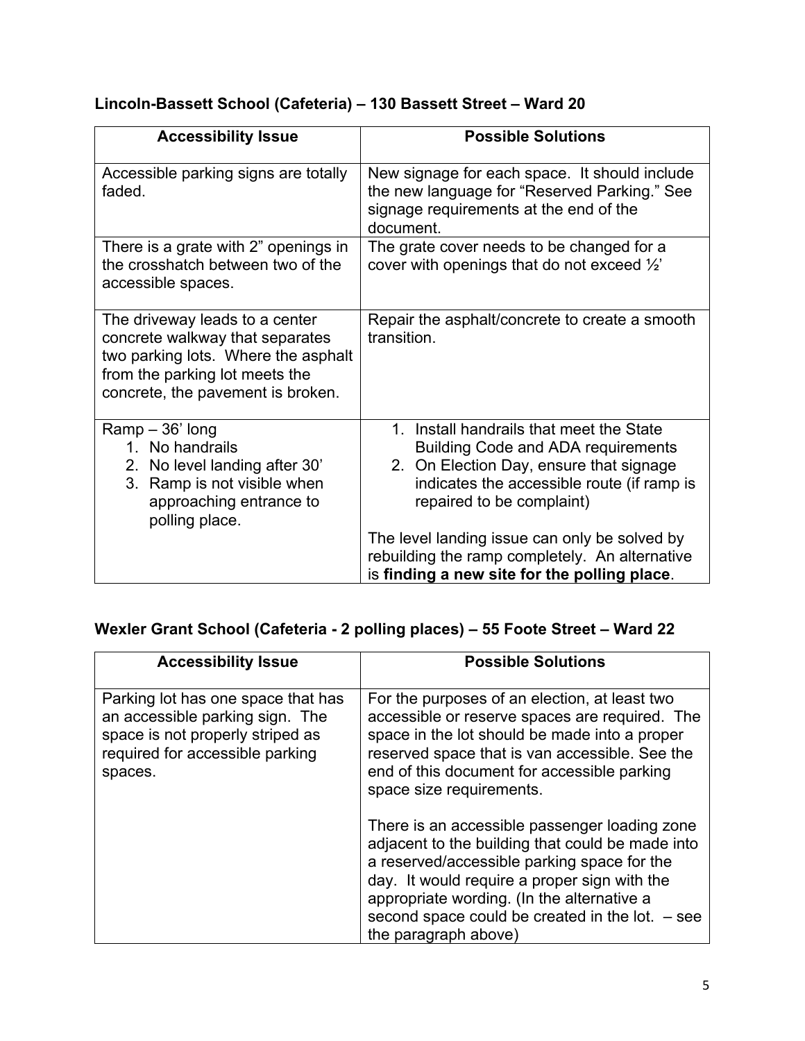**Lincoln-Bassett School (Cafeteria) – 130 Bassett Street – Ward 20**

| Accessibility Issue | Possible Solutions |
|---|---|
| Accessible parking signs are totally faded. | New signage for each space. It should include the new language for "Reserved Parking." See signage requirements at the end of the document. |
| There is a grate with 2" openings in the crosshatch between two of the accessible spaces. | The grate cover needs to be changed for a cover with openings that do not exceed ½' |
| The driveway leads to a center concrete walkway that separates two parking lots. Where the asphalt from the parking lot meets the concrete, the pavement is broken. | Repair the asphalt/concrete to create a smooth transition. |
| Ramp – 36' long<br>1. No handrails<br>2. No level landing after 30'<br>3. Ramp is not visible when approaching entrance to polling place. | 1. Install handrails that meet the State Building Code and ADA requirements<br>2. On Election Day, ensure that signage indicates the accessible route (if ramp is repaired to be complaint)<br><br>The level landing issue can only be solved by rebuilding the ramp completely. An alternative is **finding a new site for the polling place**. |

**Wexler Grant School (Cafeteria - 2 polling places) – 55 Foote Street – Ward 22**

| Accessibility Issue | Possible Solutions |
|---|---|
| Parking lot has one space that has an accessible parking sign. The space is not properly striped as required for accessible parking spaces. | For the purposes of an election, at least two accessible or reserve spaces are required. The space in the lot should be made into a proper reserved space that is van accessible. See the end of this document for accessible parking space size requirements.<br><br>There is an accessible passenger loading zone adjacent to the building that could be made into a reserved/accessible parking space for the day. It would require a proper sign with the appropriate wording. (In the alternative a second space could be created in the lot. – see the paragraph above) |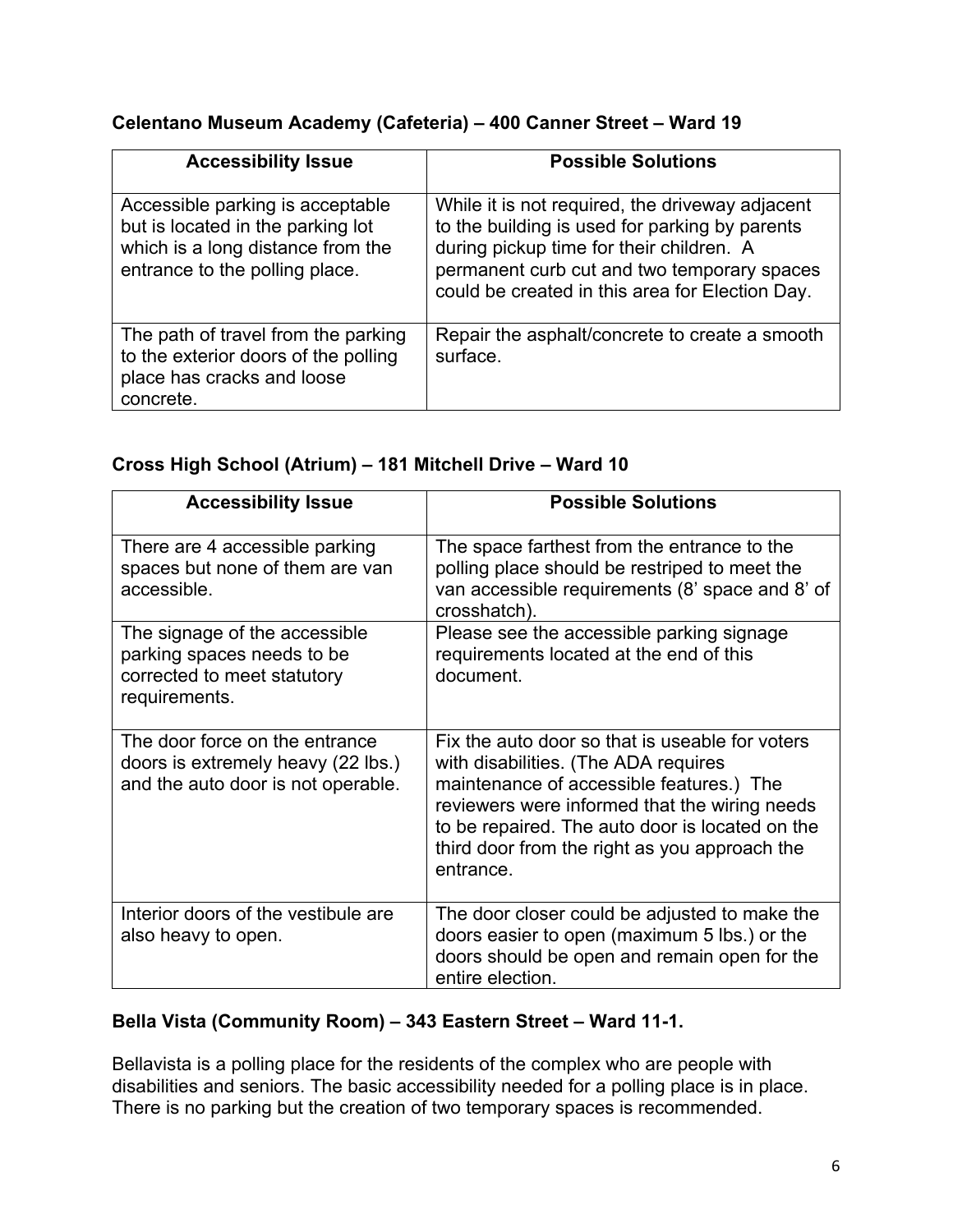**Celentano Museum Academy (Cafeteria) – 400 Canner Street – Ward 19**

| Accessibility Issue | Possible Solutions |
|---|---|
| Accessible parking is acceptable but is located in the parking lot which is a long distance from the entrance to the polling place. | While it is not required, the driveway adjacent to the building is used for parking by parents during pickup time for their children. A permanent curb cut and two temporary spaces could be created in this area for Election Day. |
| The path of travel from the parking to the exterior doors of the polling place has cracks and loose concrete. | Repair the asphalt/concrete to create a smooth surface. |

**Cross High School (Atrium) – 181 Mitchell Drive – Ward 10**

| Accessibility Issue | Possible Solutions |
|---|---|
| There are 4 accessible parking spaces but none of them are van accessible. | The space farthest from the entrance to the polling place should be restriped to meet the van accessible requirements (8' space and 8' of crosshatch). |
| The signage of the accessible parking spaces needs to be corrected to meet statutory requirements. | Please see the accessible parking signage requirements located at the end of this document. |
| The door force on the entrance doors is extremely heavy (22 lbs.) and the auto door is not operable. | Fix the auto door so that is useable for voters with disabilities. (The ADA requires maintenance of accessible features.) The reviewers were informed that the wiring needs to be repaired. The auto door is located on the third door from the right as you approach the entrance. |
| Interior doors of the vestibule are also heavy to open. | The door closer could be adjusted to make the doors easier to open (maximum 5 lbs.) or the doors should be open and remain open for the entire election. |

**Bella Vista (Community Room) – 343 Eastern Street – Ward 11-1.**

Bellavista is a polling place for the residents of the complex who are people with disabilities and seniors. The basic accessibility needed for a polling place is in place. There is no parking but the creation of two temporary spaces is recommended.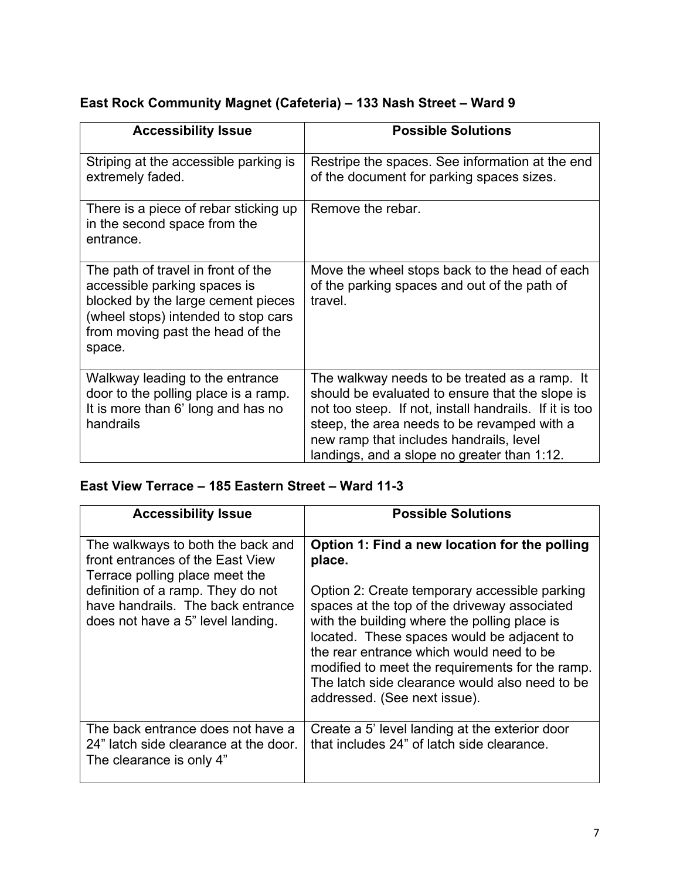**East Rock Community Magnet (Cafeteria) – 133 Nash Street – Ward 9**

| Accessibility Issue | Possible Solutions |
| --- | --- |
| Striping at the accessible parking is extremely faded. | Restripe the spaces. See information at the end of the document for parking spaces sizes. |
| There is a piece of rebar sticking up in the second space from the entrance. | Remove the rebar. |
| The path of travel in front of the accessible parking spaces is blocked by the large cement pieces (wheel stops) intended to stop cars from moving past the head of the space. | Move the wheel stops back to the head of each of the parking spaces and out of the path of travel. |
| Walkway leading to the entrance door to the polling place is a ramp. It is more than 6' long and has no handrails | The walkway needs to be treated as a ramp. It should be evaluated to ensure that the slope is not too steep. If not, install handrails. If it is too steep, the area needs to be revamped with a new ramp that includes handrails, level landings, and a slope no greater than 1:12. |

**East View Terrace – 185 Eastern Street – Ward 11-3**

| Accessibility Issue | Possible Solutions |
| --- | --- |
| The walkways to both the back and front entrances of the East View Terrace polling place meet the definition of a ramp. They do not have handrails. The back entrance does not have a 5" level landing. | **Option 1: Find a new location for the polling place.**<br><br>Option 2: Create temporary accessible parking spaces at the top of the driveway associated with the building where the polling place is located. These spaces would be adjacent to the rear entrance which would need to be modified to meet the requirements for the ramp. The latch side clearance would also need to be addressed. (See next issue). |
| The back entrance does not have a 24" latch side clearance at the door. The clearance is only 4" | Create a 5' level landing at the exterior door that includes 24" of latch side clearance. |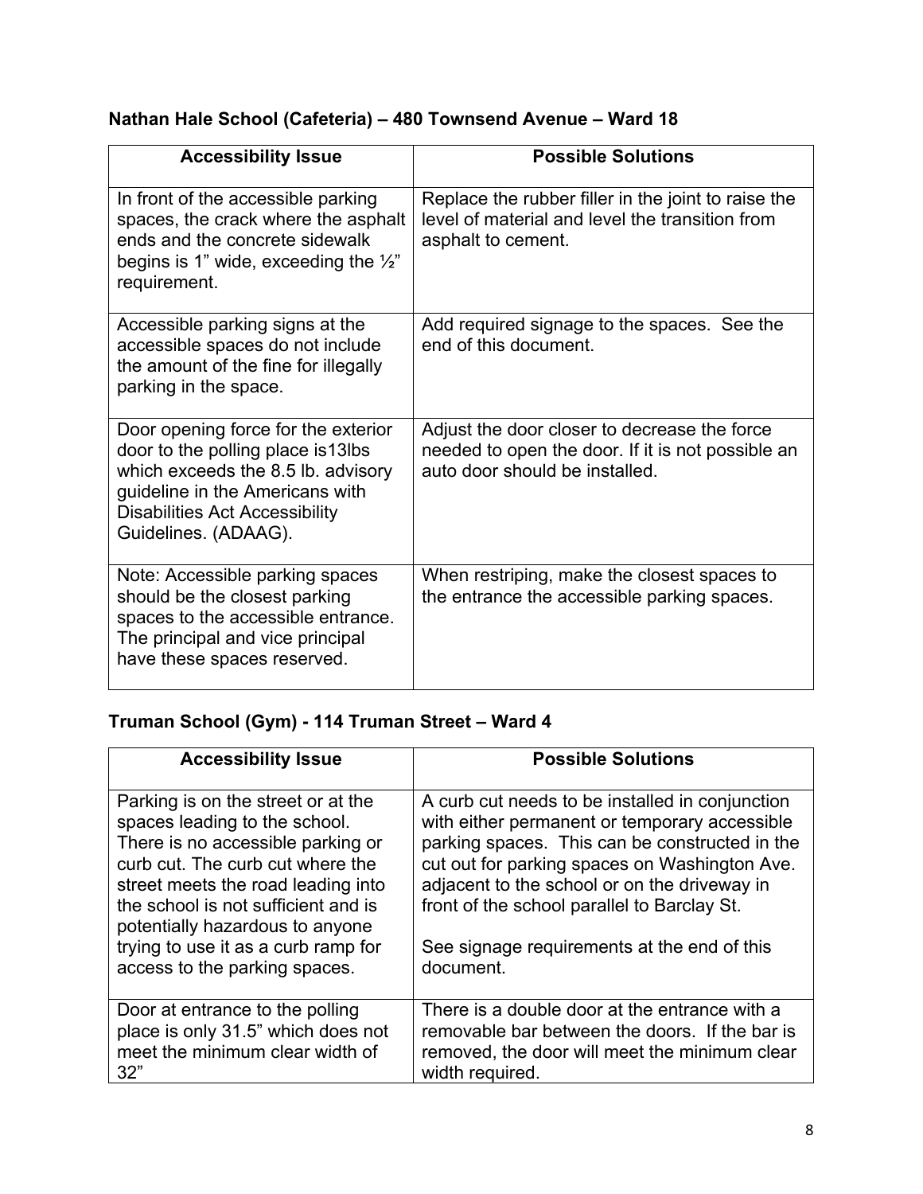### Nathan Hale School (Cafeteria) – 480 Townsend Avenue – Ward 18

| Accessibility Issue | Possible Solutions |
|---|---|
| In front of the accessible parking spaces, the crack where the asphalt ends and the concrete sidewalk begins is 1" wide, exceeding the ½" requirement. | Replace the rubber filler in the joint to raise the level of material and level the transition from asphalt to cement. |
| Accessible parking signs at the accessible spaces do not include the amount of the fine for illegally parking in the space. | Add required signage to the spaces. See the end of this document. |
| Door opening force for the exterior door to the polling place is13lbs which exceeds the 8.5 lb. advisory guideline in the Americans with Disabilities Act Accessibility Guidelines. (ADAAG). | Adjust the door closer to decrease the force needed to open the door. If it is not possible an auto door should be installed. |
| Note: Accessible parking spaces should be the closest parking spaces to the accessible entrance. The principal and vice principal have these spaces reserved. | When restriping, make the closest spaces to the entrance the accessible parking spaces. |

### Truman School (Gym) - 114 Truman Street – Ward 4

| Accessibility Issue | Possible Solutions |
|---|---|
| Parking is on the street or at the spaces leading to the school. There is no accessible parking or curb cut. The curb cut where the street meets the road leading into the school is not sufficient and is potentially hazardous to anyone trying to use it as a curb ramp for access to the parking spaces. | A curb cut needs to be installed in conjunction with either permanent or temporary accessible parking spaces. This can be constructed in the cut out for parking spaces on Washington Ave. adjacent to the school or on the driveway in front of the school parallel to Barclay St.<br><br>See signage requirements at the end of this document. |
| Door at entrance to the polling place is only 31.5" which does not meet the minimum clear width of 32" | There is a double door at the entrance with a removable bar between the doors. If the bar is removed, the door will meet the minimum clear width required. |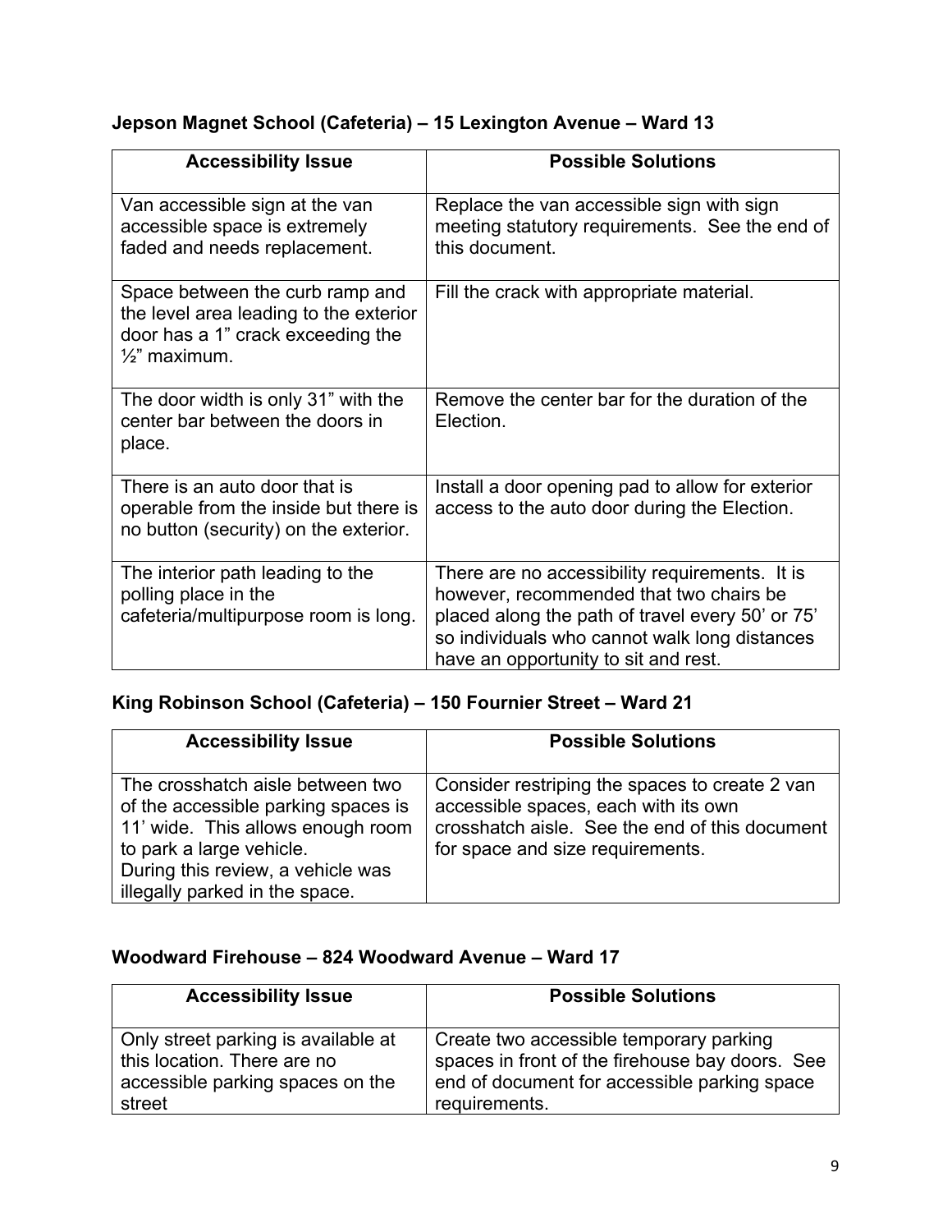**Jepson Magnet School (Cafeteria) – 15 Lexington Avenue – Ward 13**

| Accessibility Issue | Possible Solutions |
|---|---|
| Van accessible sign at the van accessible space is extremely faded and needs replacement. | Replace the van accessible sign with sign meeting statutory requirements. See the end of this document. |
| Space between the curb ramp and the level area leading to the exterior door has a 1” crack exceeding the ½” maximum. | Fill the crack with appropriate material. |
| The door width is only 31” with the center bar between the doors in place. | Remove the center bar for the duration of the Election. |
| There is an auto door that is operable from the inside but there is no button (security) on the exterior. | Install a door opening pad to allow for exterior access to the auto door during the Election. |
| The interior path leading to the polling place in the cafeteria/multipurpose room is long. | There are no accessibility requirements. It is however, recommended that two chairs be placed along the path of travel every 50’ or 75’ so individuals who cannot walk long distances have an opportunity to sit and rest. |

**King Robinson School (Cafeteria) – 150 Fournier Street – Ward 21**

| Accessibility Issue | Possible Solutions |
|---|---|
| The crosshatch aisle between two of the accessible parking spaces is 11’ wide. This allows enough room to park a large vehicle. During this review, a vehicle was illegally parked in the space. | Consider restriping the spaces to create 2 van accessible spaces, each with its own crosshatch aisle. See the end of this document for space and size requirements. |

**Woodward Firehouse – 824 Woodward Avenue – Ward 17**

| Accessibility Issue | Possible Solutions |
|---|---|
| Only street parking is available at this location. There are no accessible parking spaces on the street | Create two accessible temporary parking spaces in front of the firehouse bay doors. See end of document for accessible parking space requirements. |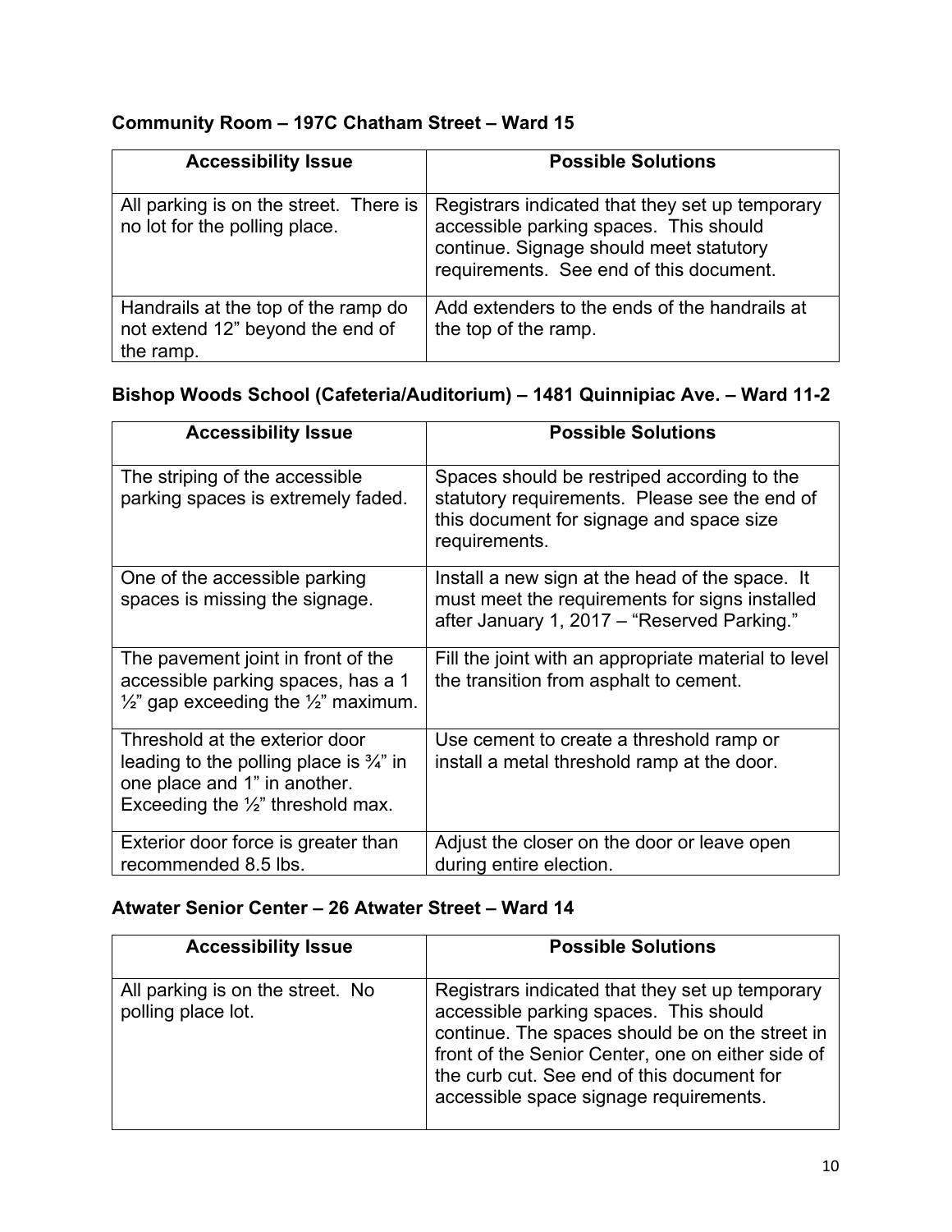**Community Room – 197C Chatham Street – Ward 15**

| Accessibility Issue | Possible Solutions |
|---|---|
| All parking is on the street. There is no lot for the polling place. | Registrars indicated that they set up temporary accessible parking spaces. This should continue. Signage should meet statutory requirements. See end of this document. |
| Handrails at the top of the ramp do not extend 12" beyond the end of the ramp. | Add extenders to the ends of the handrails at the top of the ramp. |

**Bishop Woods School (Cafeteria/Auditorium) – 1481 Quinnipiac Ave. – Ward 11-2**

| Accessibility Issue | Possible Solutions |
|---|---|
| The striping of the accessible parking spaces is extremely faded. | Spaces should be restriped according to the statutory requirements. Please see the end of this document for signage and space size requirements. |
| One of the accessible parking spaces is missing the signage. | Install a new sign at the head of the space. It must meet the requirements for signs installed after January 1, 2017 – "Reserved Parking." |
| The pavement joint in front of the accessible parking spaces, has a 1 ½" gap exceeding the ½" maximum. | Fill the joint with an appropriate material to level the transition from asphalt to cement. |
| Threshold at the exterior door leading to the polling place is ¾" in one place and 1" in another. Exceeding the ½" threshold max. | Use cement to create a threshold ramp or install a metal threshold ramp at the door. |
| Exterior door force is greater than recommended 8.5 lbs. | Adjust the closer on the door or leave open during entire election. |

**Atwater Senior Center – 26 Atwater Street – Ward 14**

| Accessibility Issue | Possible Solutions |
|---|---|
| All parking is on the street. No polling place lot. | Registrars indicated that they set up temporary accessible parking spaces. This should continue. The spaces should be on the street in front of the Senior Center, one on either side of the curb cut. See end of this document for accessible space signage requirements. |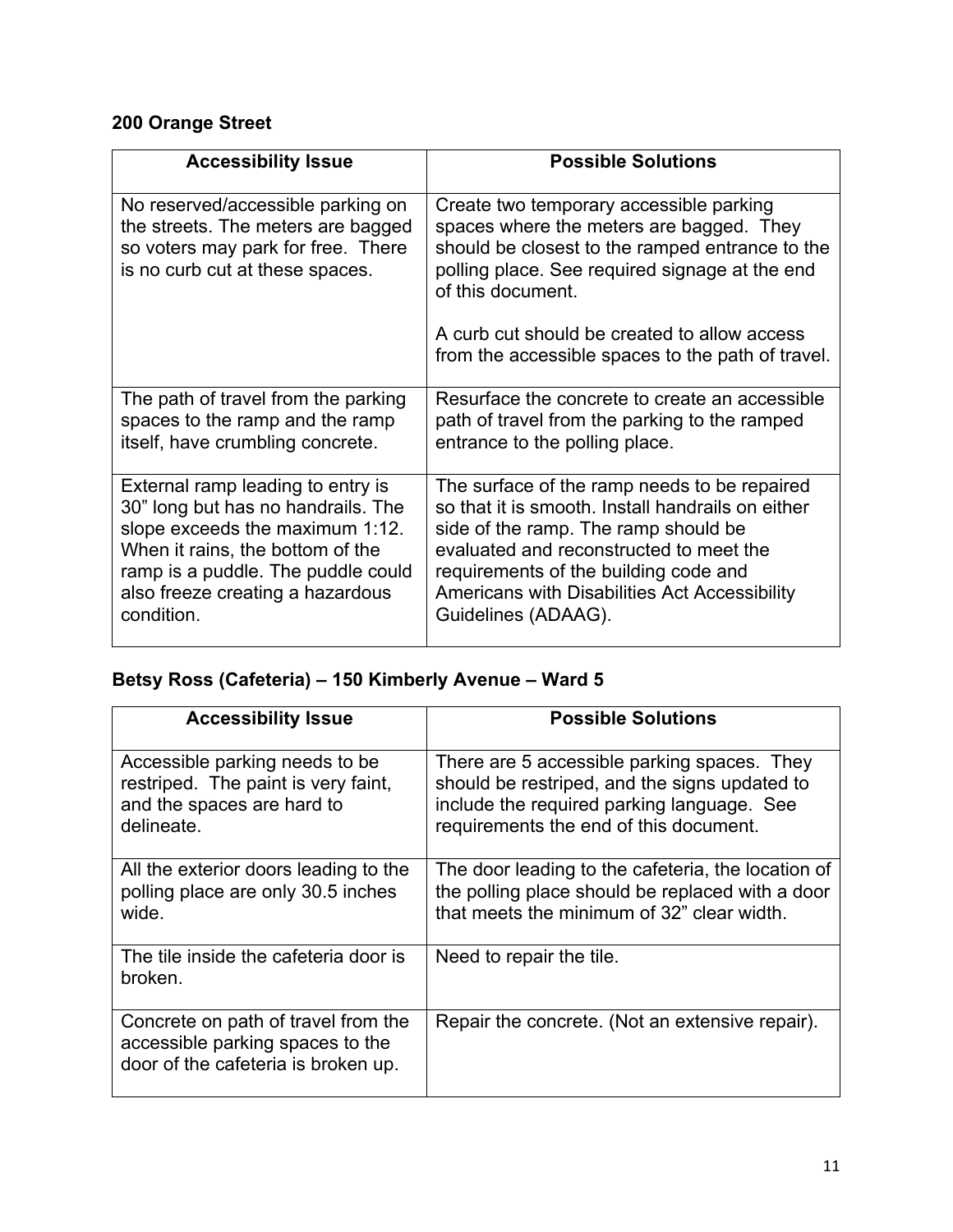**200 Orange Street**

| Accessibility Issue | Possible Solutions |
|---|---|
| No reserved/accessible parking on the streets. The meters are bagged so voters may park for free. There is no curb cut at these spaces. | Create two temporary accessible parking spaces where the meters are bagged. They should be closest to the ramped entrance to the polling place. See required signage at the end of this document.<br><br>A curb cut should be created to allow access from the accessible spaces to the path of travel. |
| The path of travel from the parking spaces to the ramp and the ramp itself, have crumbling concrete. | Resurface the concrete to create an accessible path of travel from the parking to the ramped entrance to the polling place. |
| External ramp leading to entry is 30" long but has no handrails. The slope exceeds the maximum 1:12. When it rains, the bottom of the ramp is a puddle. The puddle could also freeze creating a hazardous condition. | The surface of the ramp needs to be repaired so that it is smooth. Install handrails on either side of the ramp. The ramp should be evaluated and reconstructed to meet the requirements of the building code and Americans with Disabilities Act Accessibility Guidelines (ADAAG). |

**Betsy Ross (Cafeteria) – 150 Kimberly Avenue – Ward 5**

| Accessibility Issue | Possible Solutions |
|---|---|
| Accessible parking needs to be restriped. The paint is very faint, and the spaces are hard to delineate. | There are 5 accessible parking spaces. They should be restriped, and the signs updated to include the required parking language. See requirements the end of this document. |
| All the exterior doors leading to the polling place are only 30.5 inches wide. | The door leading to the cafeteria, the location of the polling place should be replaced with a door that meets the minimum of 32" clear width. |
| The tile inside the cafeteria door is broken. | Need to repair the tile. |
| Concrete on path of travel from the accessible parking spaces to the door of the cafeteria is broken up. | Repair the concrete. (Not an extensive repair). |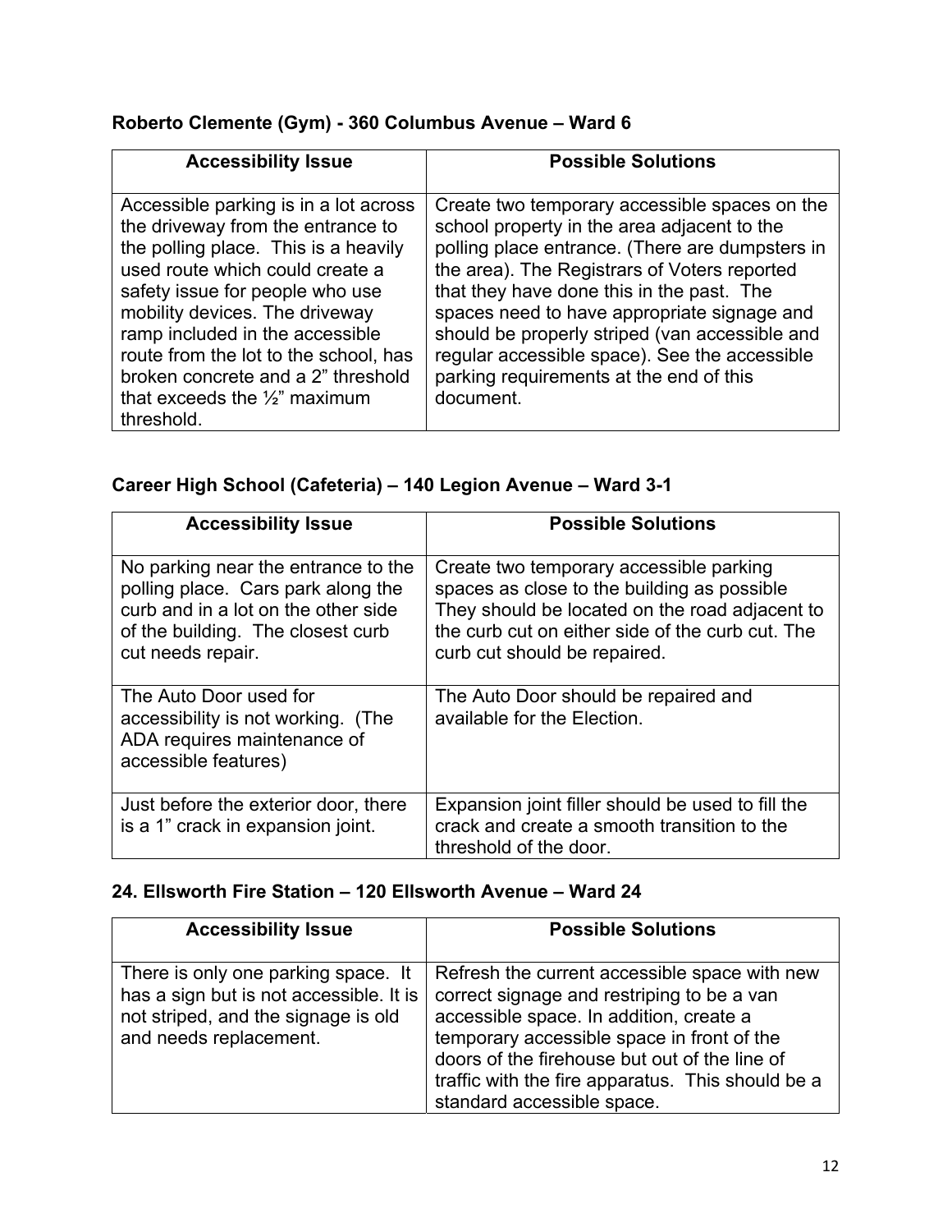**Roberto Clemente (Gym) - 360 Columbus Avenue – Ward 6**

| Accessibility Issue | Possible Solutions |
|---|---|
| Accessible parking is in a lot across the driveway from the entrance to the polling place. This is a heavily used route which could create a safety issue for people who use mobility devices. The driveway ramp included in the accessible route from the lot to the school, has broken concrete and a 2” threshold that exceeds the ½” maximum threshold. | Create two temporary accessible spaces on the school property in the area adjacent to the polling place entrance. (There are dumpsters in the area). The Registrars of Voters reported that they have done this in the past. The spaces need to have appropriate signage and should be properly striped (van accessible and regular accessible space). See the accessible parking requirements at the end of this document. |

**Career High School (Cafeteria) – 140 Legion Avenue – Ward 3-1**

| Accessibility Issue | Possible Solutions |
|---|---|
| No parking near the entrance to the polling place. Cars park along the curb and in a lot on the other side of the building. The closest curb cut needs repair. | Create two temporary accessible parking spaces as close to the building as possible They should be located on the road adjacent to the curb cut on either side of the curb cut. The curb cut should be repaired. |
| The Auto Door used for accessibility is not working. (The ADA requires maintenance of accessible features) | The Auto Door should be repaired and available for the Election. |
| Just before the exterior door, there is a 1” crack in expansion joint. | Expansion joint filler should be used to fill the crack and create a smooth transition to the threshold of the door. |

**24. Ellsworth Fire Station – 120 Ellsworth Avenue – Ward 24**

| Accessibility Issue | Possible Solutions |
|---|---|
| There is only one parking space. It has a sign but is not accessible. It is not striped, and the signage is old and needs replacement. | Refresh the current accessible space with new correct signage and restriping to be a van accessible space. In addition, create a temporary accessible space in front of the doors of the firehouse but out of the line of traffic with the fire apparatus. This should be a standard accessible space. |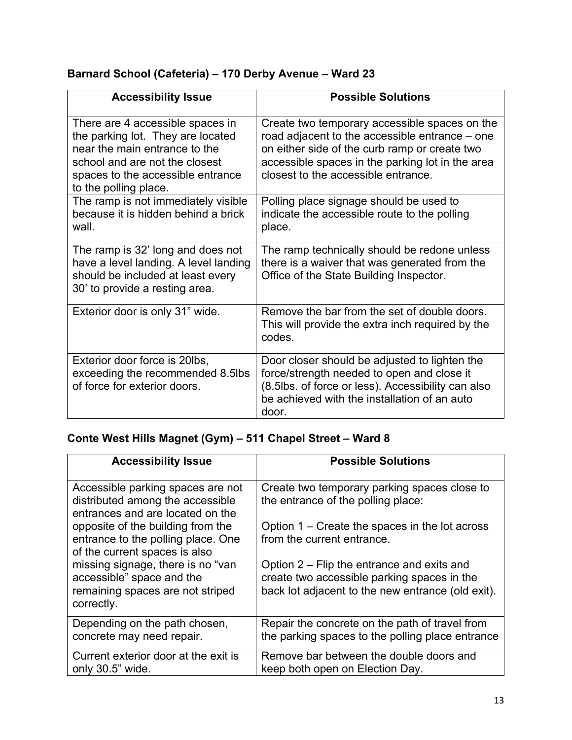**Barnard School (Cafeteria) – 170 Derby Avenue – Ward 23**

| Accessibility Issue | Possible Solutions |
| --- | --- |
| There are 4 accessible spaces in the parking lot. They are located near the main entrance to the school and are not the closest spaces to the accessible entrance to the polling place. | Create two temporary accessible spaces on the road adjacent to the accessible entrance – one on either side of the curb ramp or create two accessible spaces in the parking lot in the area closest to the accessible entrance. |
| The ramp is not immediately visible because it is hidden behind a brick wall. | Polling place signage should be used to indicate the accessible route to the polling place. |
| The ramp is 32' long and does not have a level landing. A level landing should be included at least every 30' to provide a resting area. | The ramp technically should be redone unless there is a waiver that was generated from the Office of the State Building Inspector. |
| Exterior door is only 31" wide. | Remove the bar from the set of double doors. This will provide the extra inch required by the codes. |
| Exterior door force is 20lbs, exceeding the recommended 8.5lbs of force for exterior doors. | Door closer should be adjusted to lighten the force/strength needed to open and close it (8.5lbs. of force or less). Accessibility can also be achieved with the installation of an auto door. |

**Conte West Hills Magnet (Gym) – 511 Chapel Street – Ward 8**

| Accessibility Issue | Possible Solutions |
| --- | --- |
| Accessible parking spaces are not distributed among the accessible entrances and are located on the opposite of the building from the entrance to the polling place. One of the current spaces is also missing signage, there is no "van accessible" space and the remaining spaces are not striped correctly. | Create two temporary parking spaces close to the entrance of the polling place:<br><br>Option 1 – Create the spaces in the lot across from the current entrance.<br><br>Option 2 – Flip the entrance and exits and create two accessible parking spaces in the back lot adjacent to the new entrance (old exit). |
| Depending on the path chosen, concrete may need repair. | Repair the concrete on the path of travel from the parking spaces to the polling place entrance |
| Current exterior door at the exit is only 30.5" wide. | Remove bar between the double doors and keep both open on Election Day. |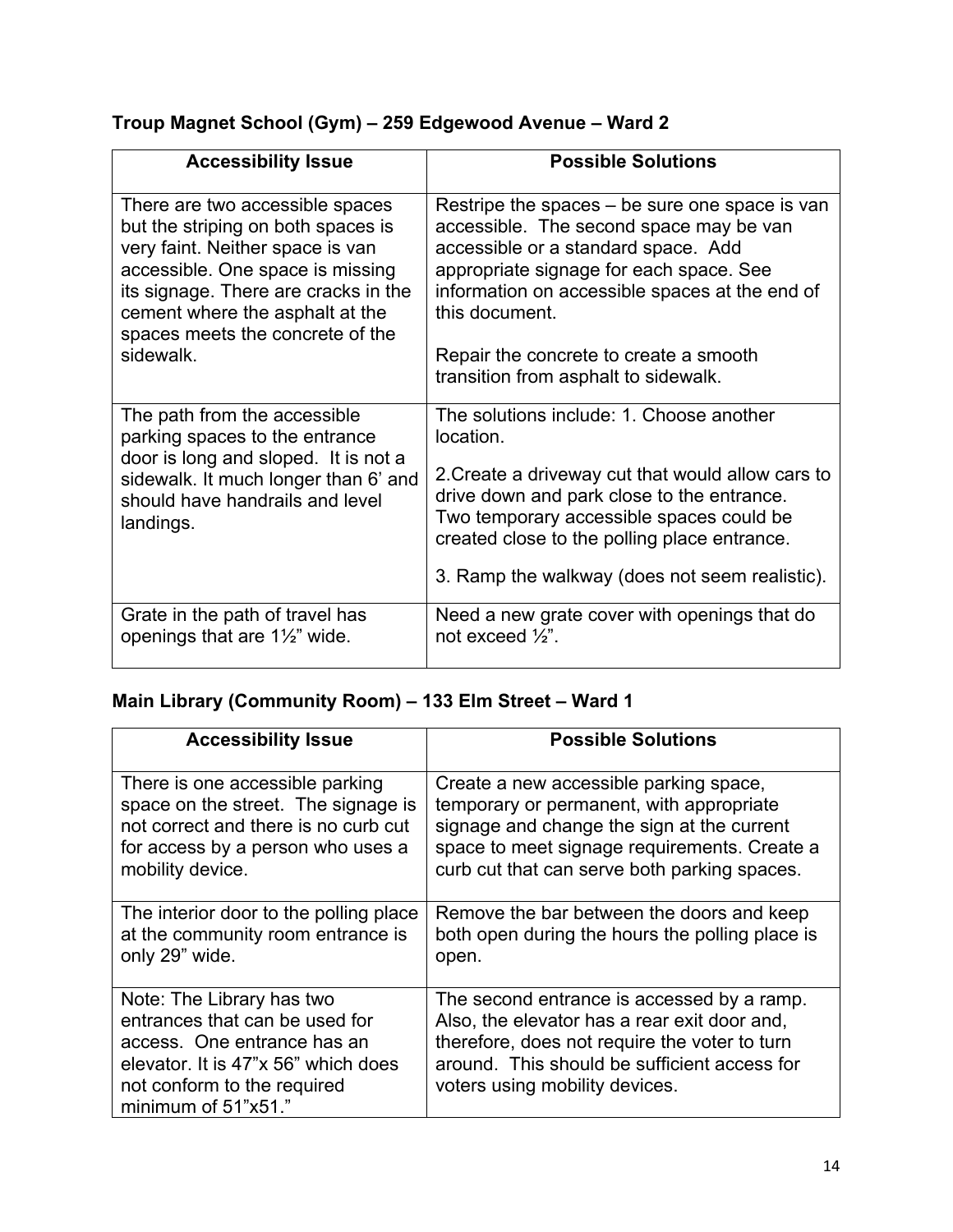**Troup Magnet School (Gym) – 259 Edgewood Avenue – Ward 2**

| Accessibility Issue | Possible Solutions |
|---|---|
| There are two accessible spaces but the striping on both spaces is very faint. Neither space is van accessible. One space is missing its signage. There are cracks in the cement where the asphalt at the spaces meets the concrete of the sidewalk. | Restripe the spaces – be sure one space is van accessible. The second space may be van accessible or a standard space. Add appropriate signage for each space. See information on accessible spaces at the end of this document.<br><br>Repair the concrete to create a smooth transition from asphalt to sidewalk. |
| The path from the accessible parking spaces to the entrance door is long and sloped. It is not a sidewalk. It much longer than 6' and should have handrails and level landings. | The solutions include: 1. Choose another location.<br><br>2.Create a driveway cut that would allow cars to drive down and park close to the entrance. Two temporary accessible spaces could be created close to the polling place entrance.<br><br>3. Ramp the walkway (does not seem realistic). |
| Grate in the path of travel has openings that are 1½" wide. | Need a new grate cover with openings that do not exceed ½". |

**Main Library (Community Room) – 133 Elm Street – Ward 1**

| Accessibility Issue | Possible Solutions |
|---|---|
| There is one accessible parking space on the street. The signage is not correct and there is no curb cut for access by a person who uses a mobility device. | Create a new accessible parking space, temporary or permanent, with appropriate signage and change the sign at the current space to meet signage requirements. Create a curb cut that can serve both parking spaces. |
| The interior door to the polling place at the community room entrance is only 29" wide. | Remove the bar between the doors and keep both open during the hours the polling place is open. |
| Note: The Library has two entrances that can be used for access. One entrance has an elevator. It is 47"x 56" which does not conform to the required minimum of 51"x51." | The second entrance is accessed by a ramp. Also, the elevator has a rear exit door and, therefore, does not require the voter to turn around. This should be sufficient access for voters using mobility devices. |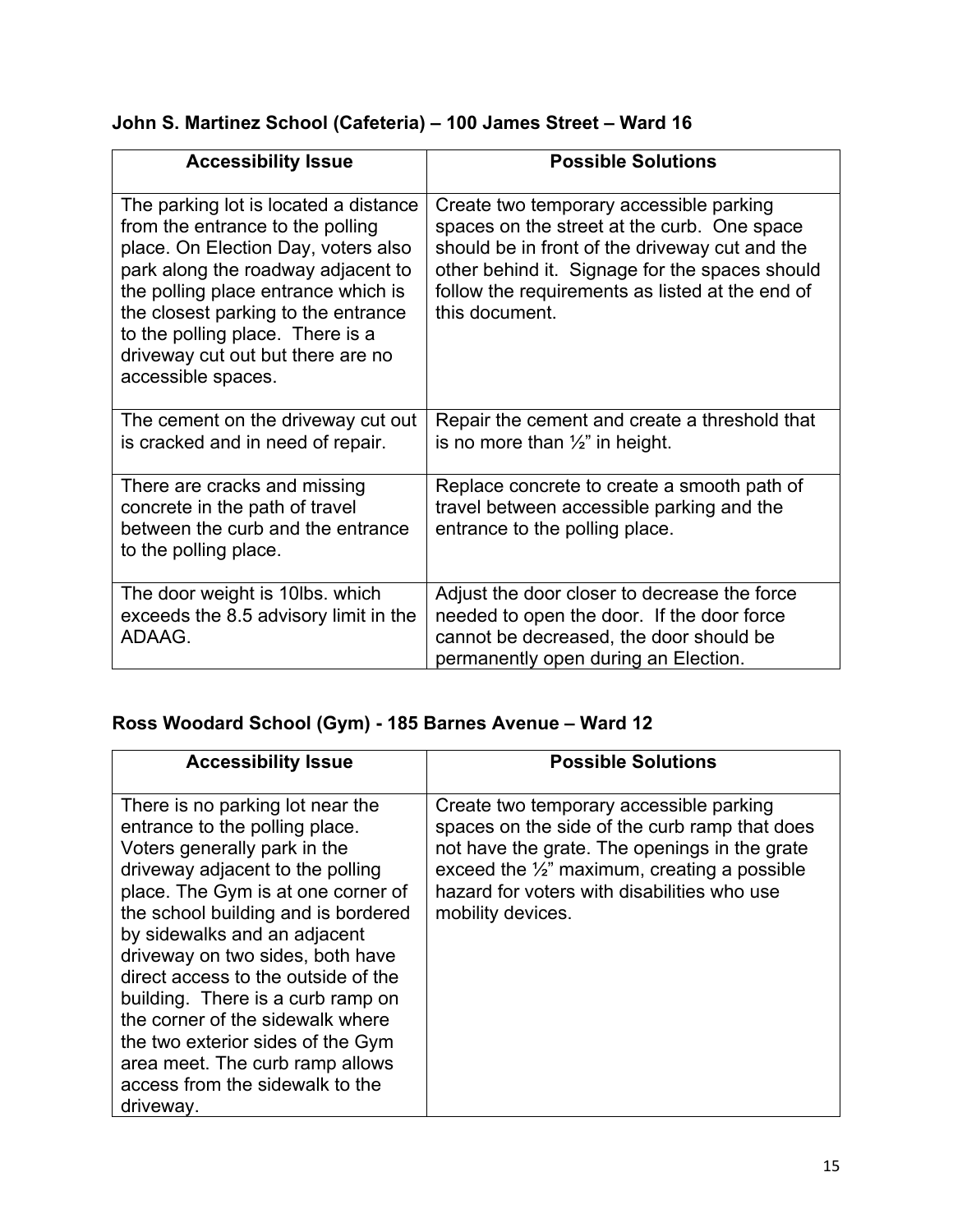**John S. Martinez School (Cafeteria) – 100 James Street – Ward 16**

| Accessibility Issue | Possible Solutions |
|---|---|
| The parking lot is located a distance from the entrance to the polling place. On Election Day, voters also park along the roadway adjacent to the polling place entrance which is the closest parking to the entrance to the polling place. There is a driveway cut out but there are no accessible spaces. | Create two temporary accessible parking spaces on the street at the curb. One space should be in front of the driveway cut and the other behind it. Signage for the spaces should follow the requirements as listed at the end of this document. |
| The cement on the driveway cut out is cracked and in need of repair. | Repair the cement and create a threshold that is no more than ½" in height. |
| There are cracks and missing concrete in the path of travel between the curb and the entrance to the polling place. | Replace concrete to create a smooth path of travel between accessible parking and the entrance to the polling place. |
| The door weight is 10lbs. which exceeds the 8.5 advisory limit in the ADAAG. | Adjust the door closer to decrease the force needed to open the door. If the door force cannot be decreased, the door should be permanently open during an Election. |

**Ross Woodard School (Gym) - 185 Barnes Avenue – Ward 12**

| Accessibility Issue | Possible Solutions |
|---|---|
| There is no parking lot near the entrance to the polling place. Voters generally park in the driveway adjacent to the polling place. The Gym is at one corner of the school building and is bordered by sidewalks and an adjacent driveway on two sides, both have direct access to the outside of the building. There is a curb ramp on the corner of the sidewalk where the two exterior sides of the Gym area meet. The curb ramp allows access from the sidewalk to the driveway. | Create two temporary accessible parking spaces on the side of the curb ramp that does not have the grate. The openings in the grate exceed the ½" maximum, creating a possible hazard for voters with disabilities who use mobility devices. |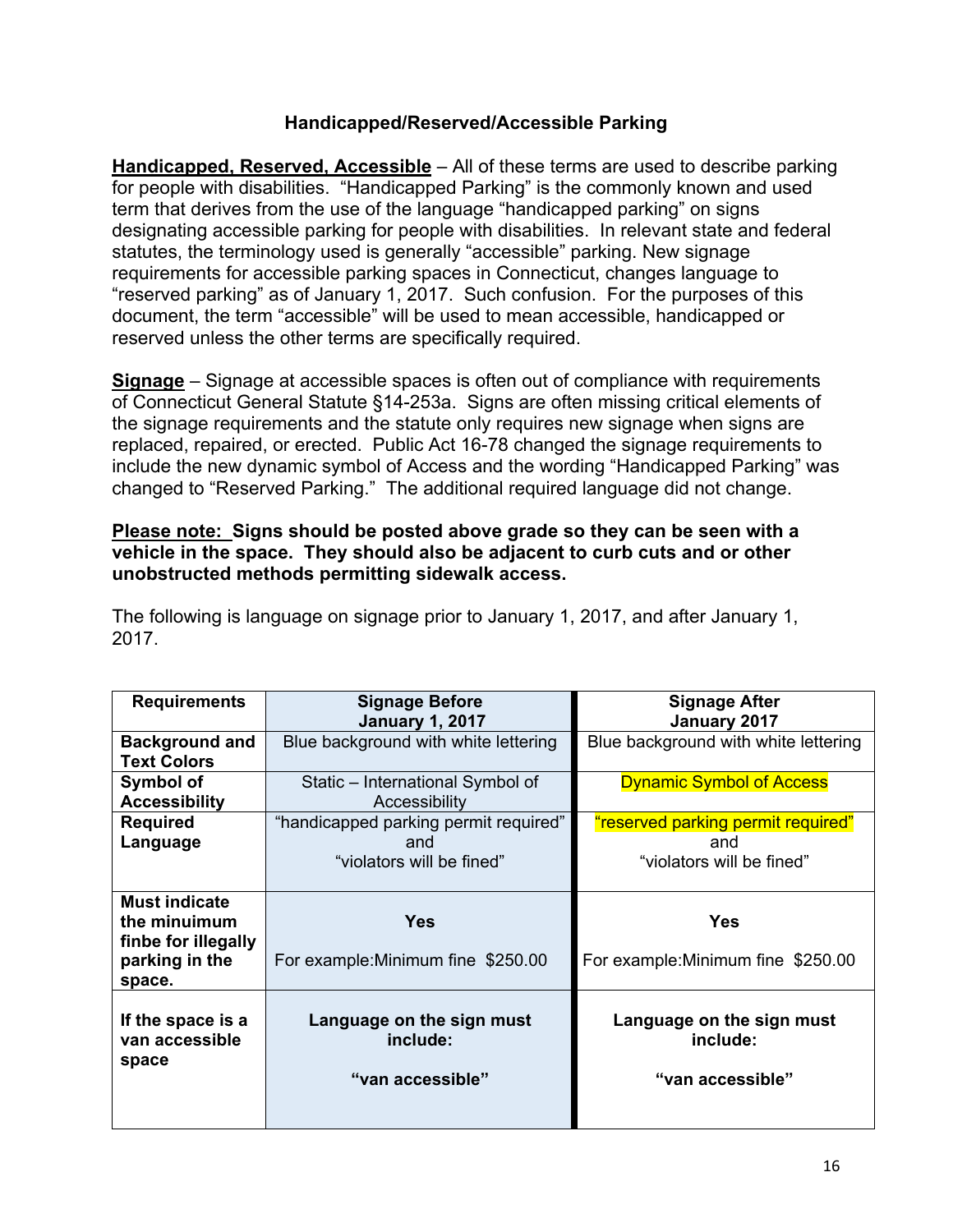## Handicapped/Reserved/Accessible Parking

**<u>Handicapped, Reserved, Accessible</u>** – All of these terms are used to describe parking for people with disabilities. "Handicapped Parking" is the commonly known and used term that derives from the use of the language "handicapped parking" on signs designating accessible parking for people with disabilities. In relevant state and federal statutes, the terminology used is generally "accessible" parking. New signage requirements for accessible parking spaces in Connecticut, changes language to "reserved parking" as of January 1, 2017. Such confusion. For the purposes of this document, the term "accessible" will be used to mean accessible, handicapped or reserved unless the other terms are specifically required.

**<u>Signage</u>** – Signage at accessible spaces is often out of compliance with requirements of Connecticut General Statute §14-253a. Signs are often missing critical elements of the signage requirements and the statute only requires new signage when signs are replaced, repaired, or erected. Public Act 16-78 changed the signage requirements to include the new dynamic symbol of Access and the wording "Handicapped Parking" was changed to "Reserved Parking." The additional required language did not change.

**<u>Please note:</u> Signs should be posted above grade so they can be seen with a vehicle in the space. They should also be adjacent to curb cuts and or other unobstructed methods permitting sidewalk access.**

The following is language on signage prior to January 1, 2017, and after January 1, 2017.

| Requirements | Signage Before January 1, 2017 | Signage After January 2017 |
|---|---|---|
| **Background and Text Colors** | Blue background with white lettering | Blue background with white lettering |
| **Symbol of Accessibility** | Static – International Symbol of Accessibility | Dynamic Symbol of Access |
| **Required Language** | "handicapped parking permit required" and "violators will be fined" | "reserved parking permit required" and "violators will be fined" |
| **Must indicate the minuimum finbe for illegally parking in the space.** | **Yes** For example:Minimum fine $250.00 | **Yes** For example:Minimum fine $250.00 |
| **If the space is a van accessible space** | **Language on the sign must include: "van accessible"** | **Language on the sign must include: "van accessible"** |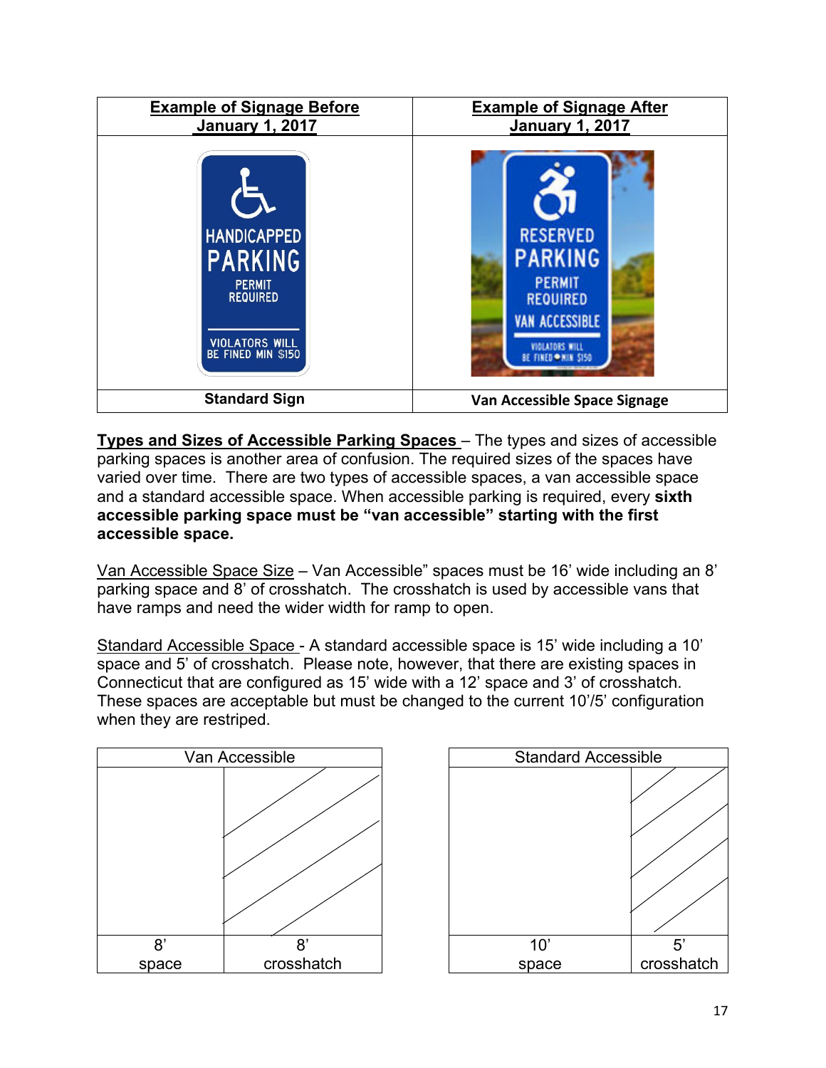| Example of Signage Before January 1, 2017 | Example of Signage After January 1, 2017 |
| --- | --- |
| HANDICAPPED PARKING PERMIT REQUIRED VIOLATORS WILL BE FINED MIN $150 | RESERVED PARKING PERMIT REQUIRED VAN ACCESSIBLE VIOLATORS WILL BE FINED MIN $150 |
| **Standard Sign** | **Van Accessible Space Signage** |

**Types and Sizes of Accessible Parking Spaces** – The types and sizes of accessible parking spaces is another area of confusion. The required sizes of the spaces have varied over time. There are two types of accessible spaces, a van accessible space and a standard accessible space. When accessible parking is required, every **sixth accessible parking space must be "van accessible" starting with the first accessible space.**

Van Accessible Space Size – Van Accessible" spaces must be 16' wide including an 8' parking space and 8' of crosshatch. The crosshatch is used by accessible vans that have ramps and need the wider width for ramp to open.

Standard Accessible Space - A standard accessible space is 15' wide including a 10' space and 5' of crosshatch. Please note, however, that there are existing spaces in Connecticut that are configured as 15' wide with a 12' space and 3' of crosshatch. These spaces are acceptable but must be changed to the current 10'/5' configuration when they are restriped.

Van Accessible

8' space

8' crosshatch

Standard Accessible

10' space

5' crosshatch